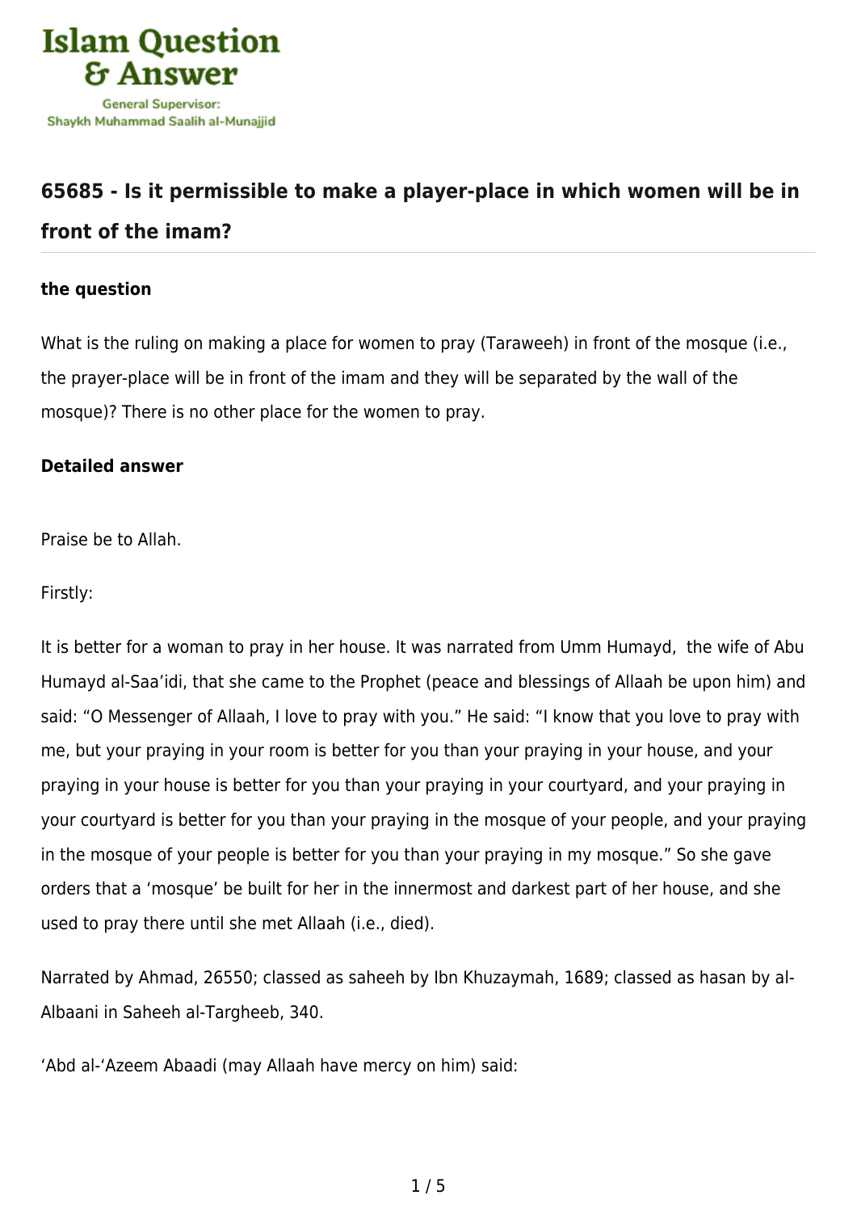# 65685 - Is it permissible to make a player-place in which women will be in front of the imam?

### the question

What is the ruling on making a place for women to pray (Taraweeh) in front of the mosque (i.e., the prayer-place will be in front of the imam and they will be separated by the wall of the mosque)? There is no other place for the women to pray.

### Detailed answer

Praise be to Allah.

Firstly:

It is better for a woman to pray in her house. It was narrated from Umm Humayd, the wife of Abu Humayd al-Saa'idi, that she came to the Prophet (peace and blessings of Allaah be upon him) and said: "O Messenger of Allaah, I love to pray with you." He said: "I know that you love to pray with me, but your praying in your room is better for you than your praying in your house, and your praying in your house is better for you than your praying in your courtyard, and your praying in your courtyard is better for you than your praying in the mosque of your people, and your praying in the mosque of your people is better for you than your praying in my mosque." So she gave orders that a 'mosque' be built for her in the innermost and darkest part of her house, and she used to pray there until she met Allaah (i.e., died).

Narrated by Ahmad, 26550; classed as saheeh by Ibn Khuzaymah, 1689; classed as hasan by al-Albaani in Saheeh al-Targheeb, 340.

'Abd al-'Azeem Abaadi (may Allaah have mercy on him) said: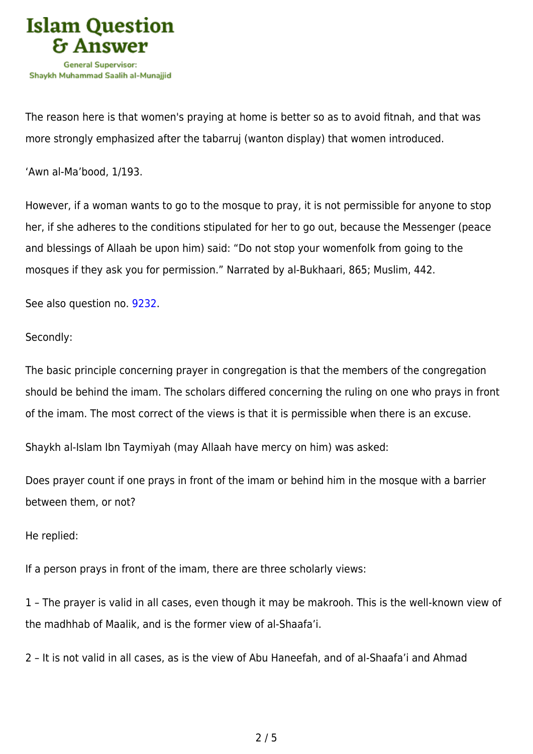The reason here is that women's praying at home is better so as to avoid fitnah, and that was more strongly emphasized after the tabarruj (wanton display) that women introduced.

'Awn al-Ma'bood, 1/193.

However, if a woman wants to go to the mosque to pray, it is not permissible for anyone to stop her, if she adheres to the conditions stipulated for her to go out, because the Messenger (peace and blessings of Allaah be upon him) said: "Do not stop your womenfolk from going to the mosques if they ask you for permission." Narrated by al-Bukhaari, 865; Muslim, 442.

See also question no. 9232.

Secondly:

The basic principle concerning prayer in congregation is that the members of the congregation should be behind the imam. The scholars differed concerning the ruling on one who prays in front of the imam. The most correct of the views is that it is permissible when there is an excuse.

Shaykh al-Islam Ibn Taymiyah (may Allaah have mercy on him) was asked:

Does prayer count if one prays in front of the imam or behind him in the mosque with a barrier between them, or not?

He replied:

If a person prays in front of the imam, there are three scholarly views:

1 – The prayer is valid in all cases, even though it may be makrooh. This is the well-known view of the madhhab of Maalik, and is the former view of al-Shaafa'i.

2 – It is not valid in all cases, as is the view of Abu Haneefah, and of al-Shaafa'i and Ahmad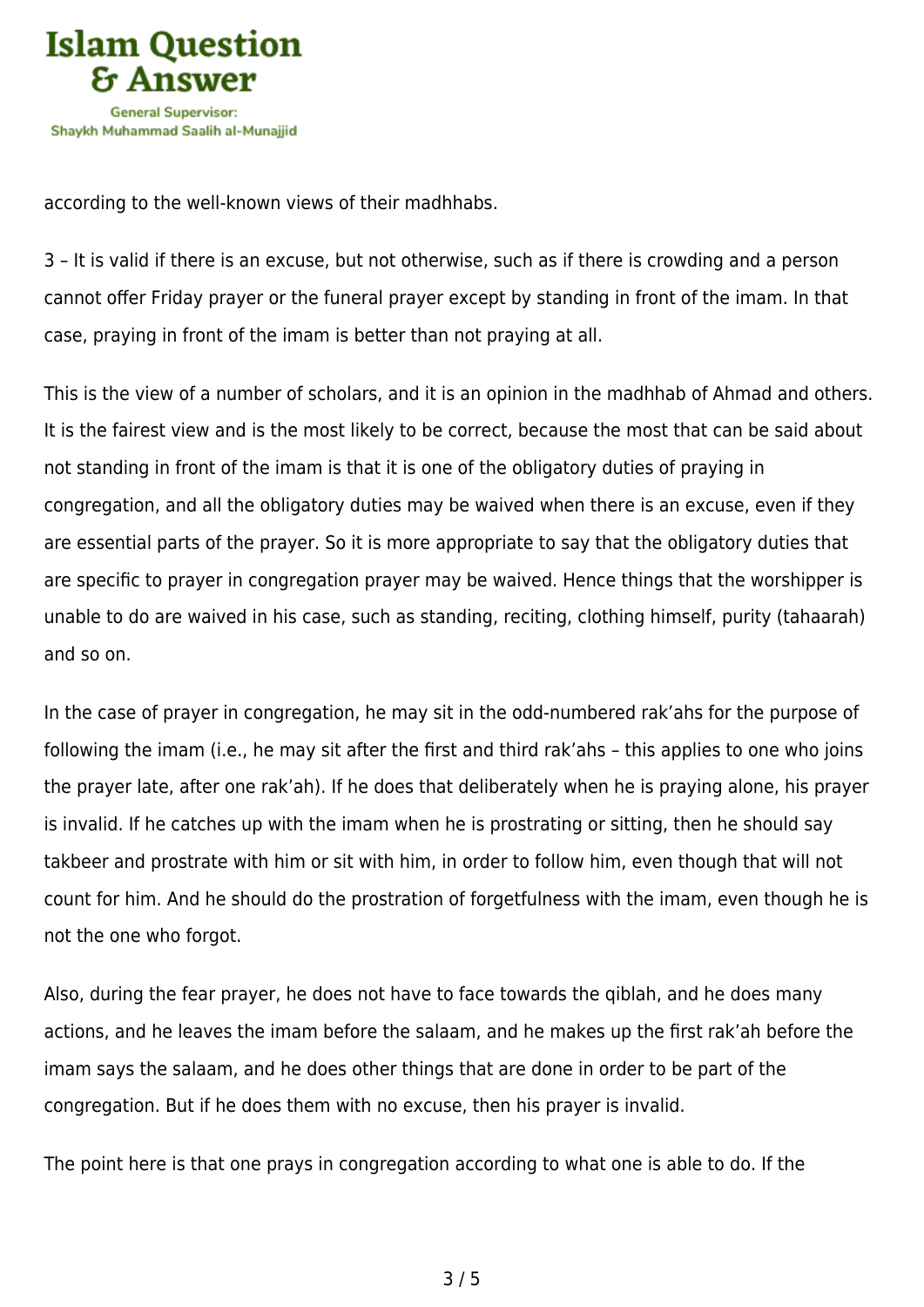according to the well-known views of their madhhabs.

3 – It is valid if there is an excuse, but not otherwise, such as if there is crowding and a person cannot offer Friday prayer or the funeral prayer except by standing in front of the imam. In that case, praying in front of the imam is better than not praying at all.

This is the view of a number of scholars, and it is an opinion in the madhhab of Ahmad and others. It is the fairest view and is the most likely to be correct, because the most that can be said about not standing in front of the imam is that it is one of the obligatory duties of praying in congregation, and all the obligatory duties may be waived when there is an excuse, even if they are essential parts of the prayer. So it is more appropriate to say that the obligatory duties that are specific to prayer in congregation prayer may be waived. Hence things that the worshipper is unable to do are waived in his case, such as standing, reciting, clothing himself, purity (tahaarah) and so on.

In the case of prayer in congregation, he may sit in the odd-numbered rak'ahs for the purpose of following the imam (i.e., he may sit after the first and third rak'ahs – this applies to one who joins the prayer late, after one rak'ah). If he does that deliberately when he is praying alone, his prayer is invalid. If he catches up with the imam when he is prostrating or sitting, then he should say takbeer and prostrate with him or sit with him, in order to follow him, even though that will not count for him. And he should do the prostration of forgetfulness with the imam, even though he is not the one who forgot.

Also, during the fear prayer, he does not have to face towards the qiblah, and he does many actions, and he leaves the imam before the salaam, and he makes up the first rak'ah before the imam says the salaam, and he does other things that are done in order to be part of the congregation. But if he does them with no excuse, then his prayer is invalid.

The point here is that one prays in congregation according to what one is able to do. If the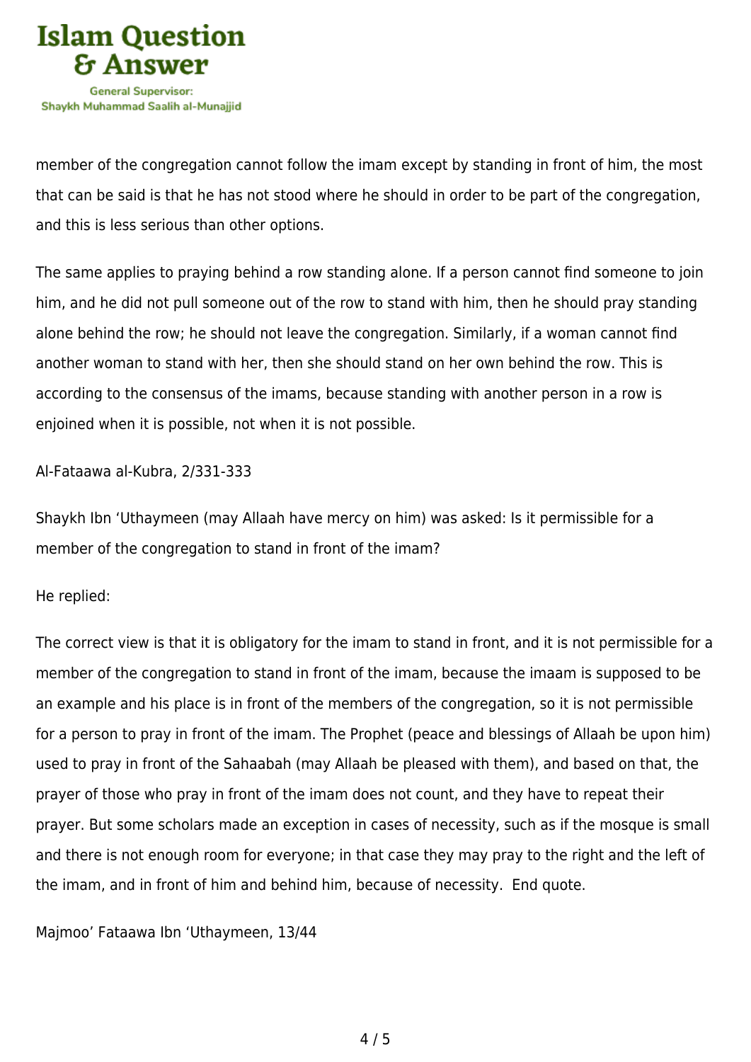member of the congregation cannot follow the imam except by standing in front of him, the most that can be said is that he has not stood where he should in order to be part of the congregation, and this is less serious than other options.

The same applies to praying behind a row standing alone. If a person cannot find someone to join him, and he did not pull someone out of the row to stand with him, then he should pray standing alone behind the row; he should not leave the congregation. Similarly, if a woman cannot find another woman to stand with her, then she should stand on her own behind the row. This is according to the consensus of the imams, because standing with another person in a row is enjoined when it is possible, not when it is not possible.

Al-Fataawa al-Kubra, 2/331-333

Shaykh Ibn 'Uthaymeen (may Allaah have mercy on him) was asked: Is it permissible for a member of the congregation to stand in front of the imam?

He replied:

The correct view is that it is obligatory for the imam to stand in front, and it is not permissible for a member of the congregation to stand in front of the imam, because the imaam is supposed to be an example and his place is in front of the members of the congregation, so it is not permissible for a person to pray in front of the imam. The Prophet (peace and blessings of Allaah be upon him) used to pray in front of the Sahaabah (may Allaah be pleased with them), and based on that, the prayer of those who pray in front of the imam does not count, and they have to repeat their prayer. But some scholars made an exception in cases of necessity, such as if the mosque is small and there is not enough room for everyone; in that case they may pray to the right and the left of the imam, and in front of him and behind him, because of necessity. End quote.

Majmoo' Fataawa Ibn 'Uthaymeen, 13/44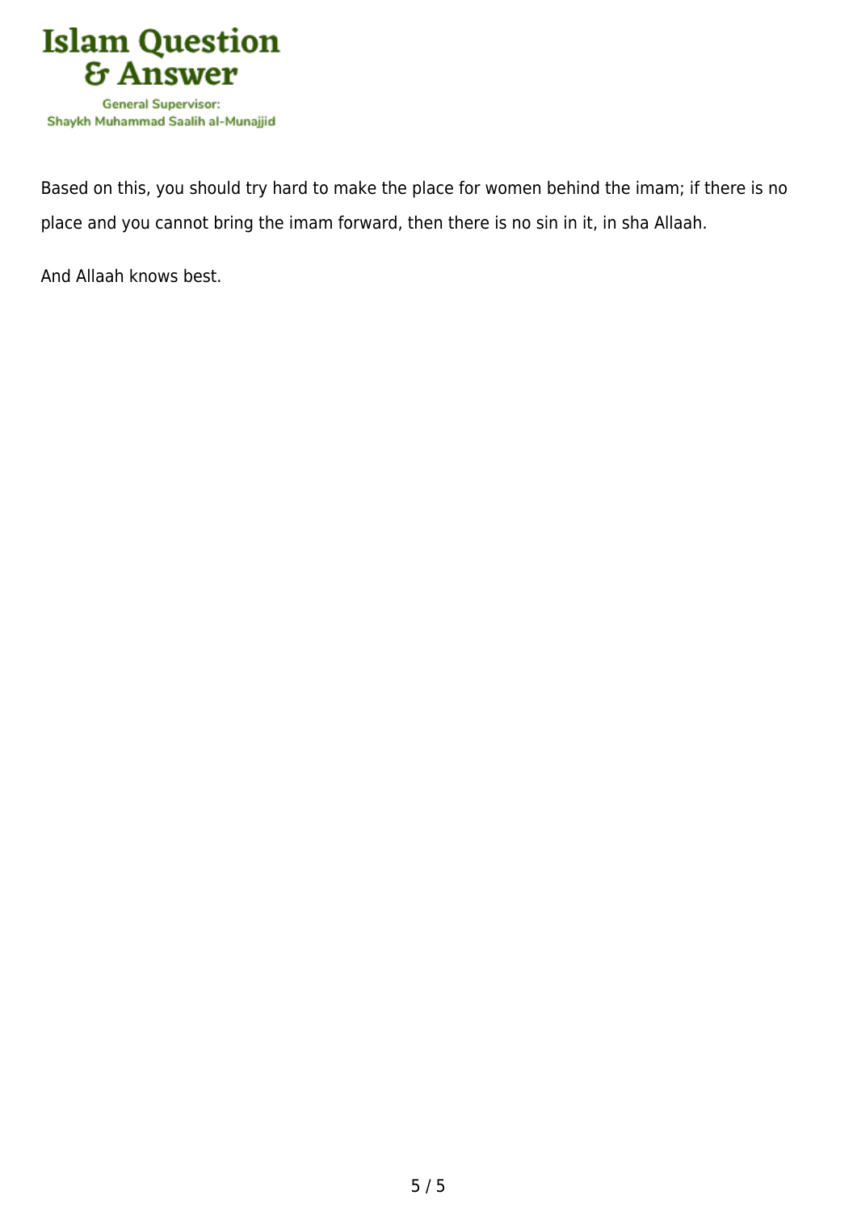Based on this, you should try hard to make the place for women behind the imam; if there is no place and you cannot bring the imam forward, then there is no sin in it, in sha Allaah.

And Allaah knows best.